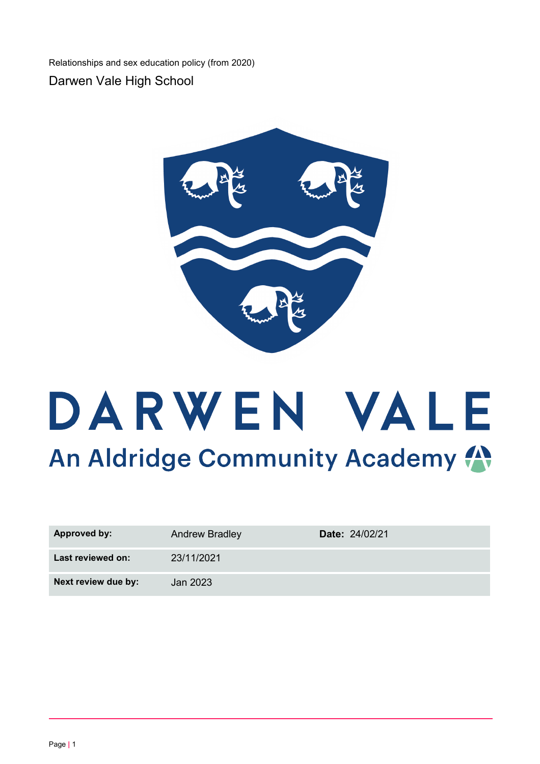Relationships and sex education policy (from 2020)

Darwen Vale High School

DARWEN VALE

An Aldridge Community Academy

| **Approved by:** | Andrew Bradley | **Date:** 24/02/21 |
| --- | --- | --- |
| **Last reviewed on:** | 23/11/2021 | |
| **Next review due by:** | Jan 2023 | |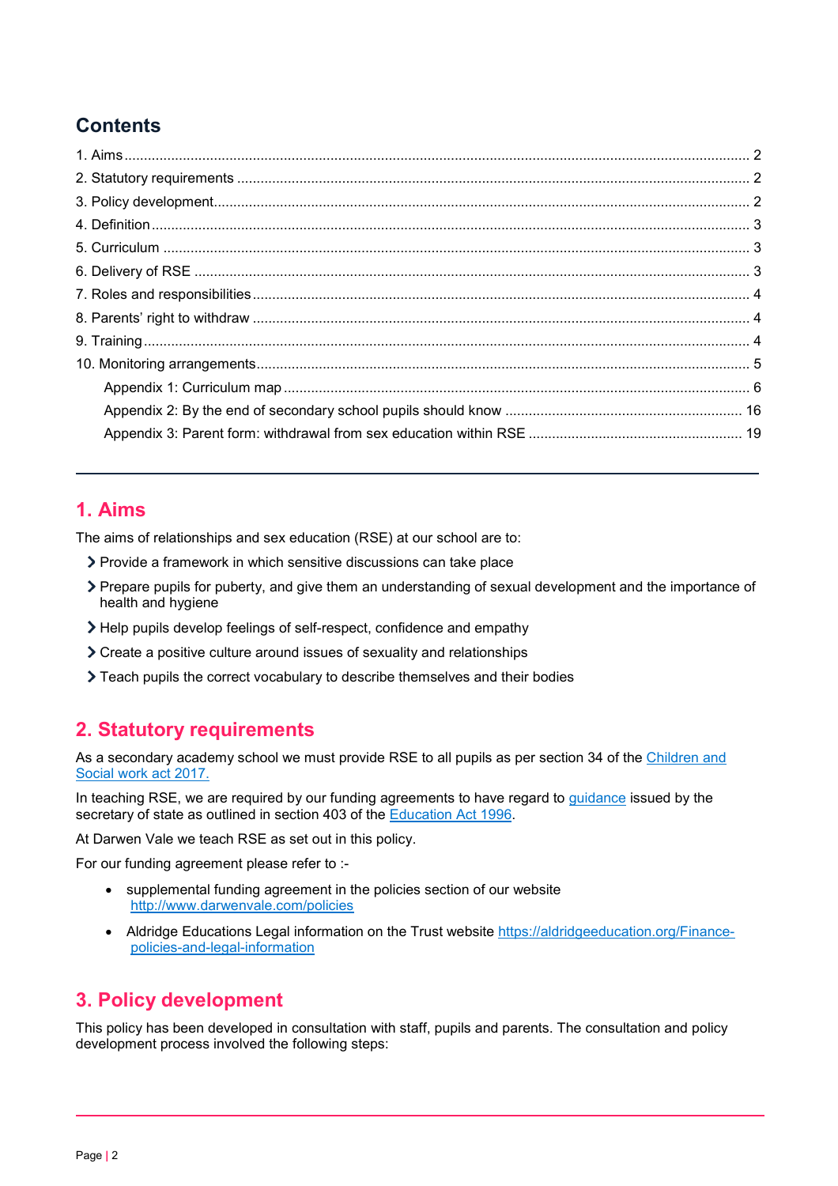## Contents

1. Aims ........ 2
2. Statutory requirements ........ 2
3. Policy development ........ 2
4. Definition ........ 3
5. Curriculum ........ 3
6. Delivery of RSE ........ 3
7. Roles and responsibilities ........ 4
8. Parents' right to withdraw ........ 4
9. Training ........ 4
10. Monitoring arrangements ........ 5
    - Appendix 1: Curriculum map ........ 6
    - Appendix 2: By the end of secondary school pupils should know ........ 16
    - Appendix 3: Parent form: withdrawal from sex education within RSE ........ 19

---

## 1. Aims

The aims of relationships and sex education (RSE) at our school are to:

- Provide a framework in which sensitive discussions can take place
- Prepare pupils for puberty, and give them an understanding of sexual development and the importance of health and hygiene
- Help pupils develop feelings of self-respect, confidence and empathy
- Create a positive culture around issues of sexuality and relationships
- Teach pupils the correct vocabulary to describe themselves and their bodies

## 2. Statutory requirements

As a secondary academy school we must provide RSE to all pupils as per section 34 of the Children and Social work act 2017.

In teaching RSE, we are required by our funding agreements to have regard to guidance issued by the secretary of state as outlined in section 403 of the Education Act 1996.

At Darwen Vale we teach RSE as set out in this policy.

For our funding agreement please refer to :-

- supplemental funding agreement in the policies section of our website http://www.darwenvale.com/policies
- Aldridge Educations Legal information on the Trust website https://aldridgeeducation.org/Finance-policies-and-legal-information

## 3. Policy development

This policy has been developed in consultation with staff, pupils and parents. The consultation and policy development process involved the following steps: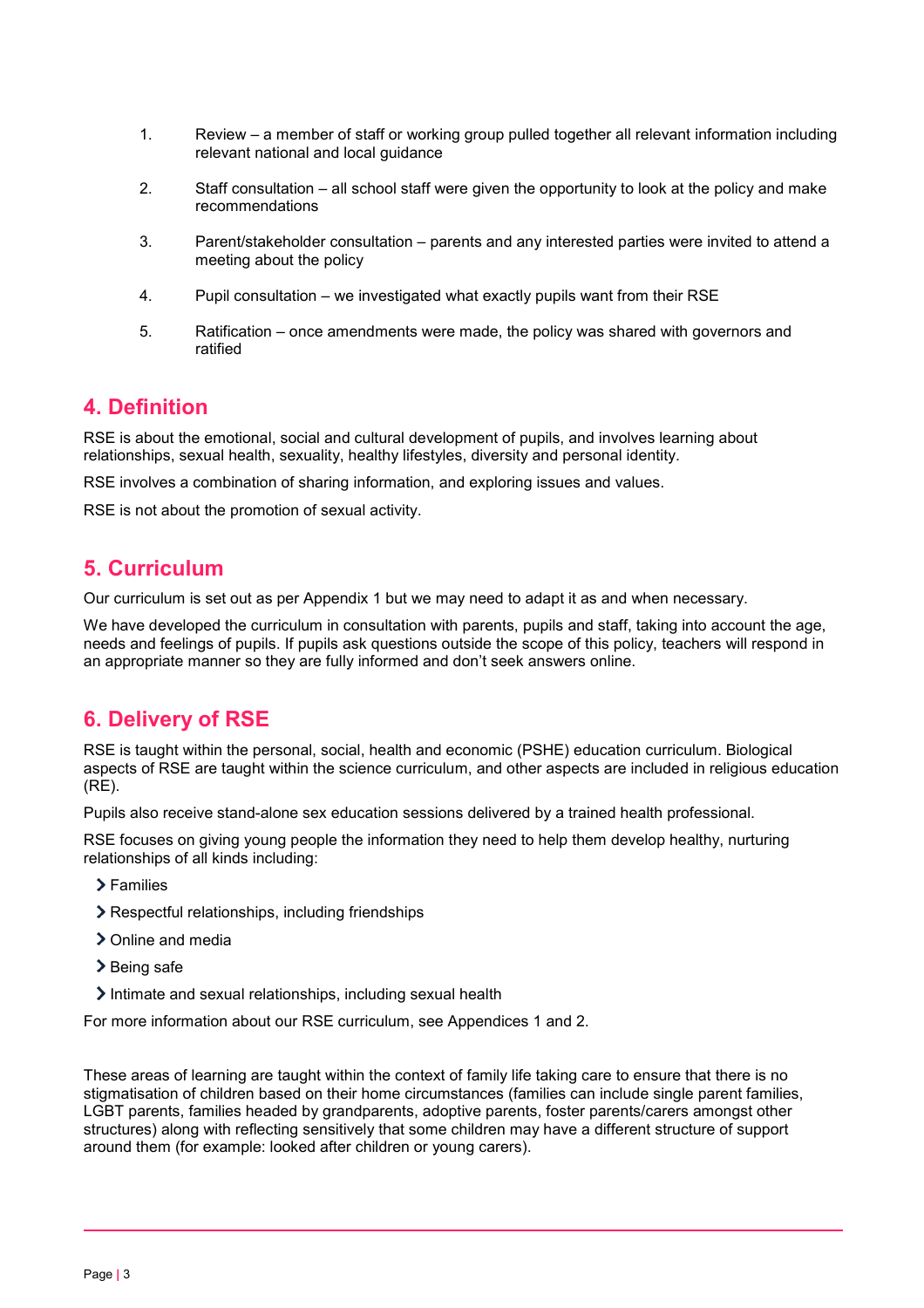1. Review – a member of staff or working group pulled together all relevant information including relevant national and local guidance

2. Staff consultation – all school staff were given the opportunity to look at the policy and make recommendations

3. Parent/stakeholder consultation – parents and any interested parties were invited to attend a meeting about the policy

4. Pupil consultation – we investigated what exactly pupils want from their RSE

5. Ratification – once amendments were made, the policy was shared with governors and ratified

## 4. Definition

RSE is about the emotional, social and cultural development of pupils, and involves learning about relationships, sexual health, sexuality, healthy lifestyles, diversity and personal identity.

RSE involves a combination of sharing information, and exploring issues and values.

RSE is not about the promotion of sexual activity.

## 5. Curriculum

Our curriculum is set out as per Appendix 1 but we may need to adapt it as and when necessary.

We have developed the curriculum in consultation with parents, pupils and staff, taking into account the age, needs and feelings of pupils. If pupils ask questions outside the scope of this policy, teachers will respond in an appropriate manner so they are fully informed and don't seek answers online.

## 6. Delivery of RSE

RSE is taught within the personal, social, health and economic (PSHE) education curriculum. Biological aspects of RSE are taught within the science curriculum, and other aspects are included in religious education (RE).

Pupils also receive stand-alone sex education sessions delivered by a trained health professional.

RSE focuses on giving young people the information they need to help them develop healthy, nurturing relationships of all kinds including:

- Families
- Respectful relationships, including friendships
- Online and media
- Being safe
- Intimate and sexual relationships, including sexual health

For more information about our RSE curriculum, see Appendices 1 and 2.

These areas of learning are taught within the context of family life taking care to ensure that there is no stigmatisation of children based on their home circumstances (families can include single parent families, LGBT parents, families headed by grandparents, adoptive parents, foster parents/carers amongst other structures) along with reflecting sensitively that some children may have a different structure of support around them (for example: looked after children or young carers).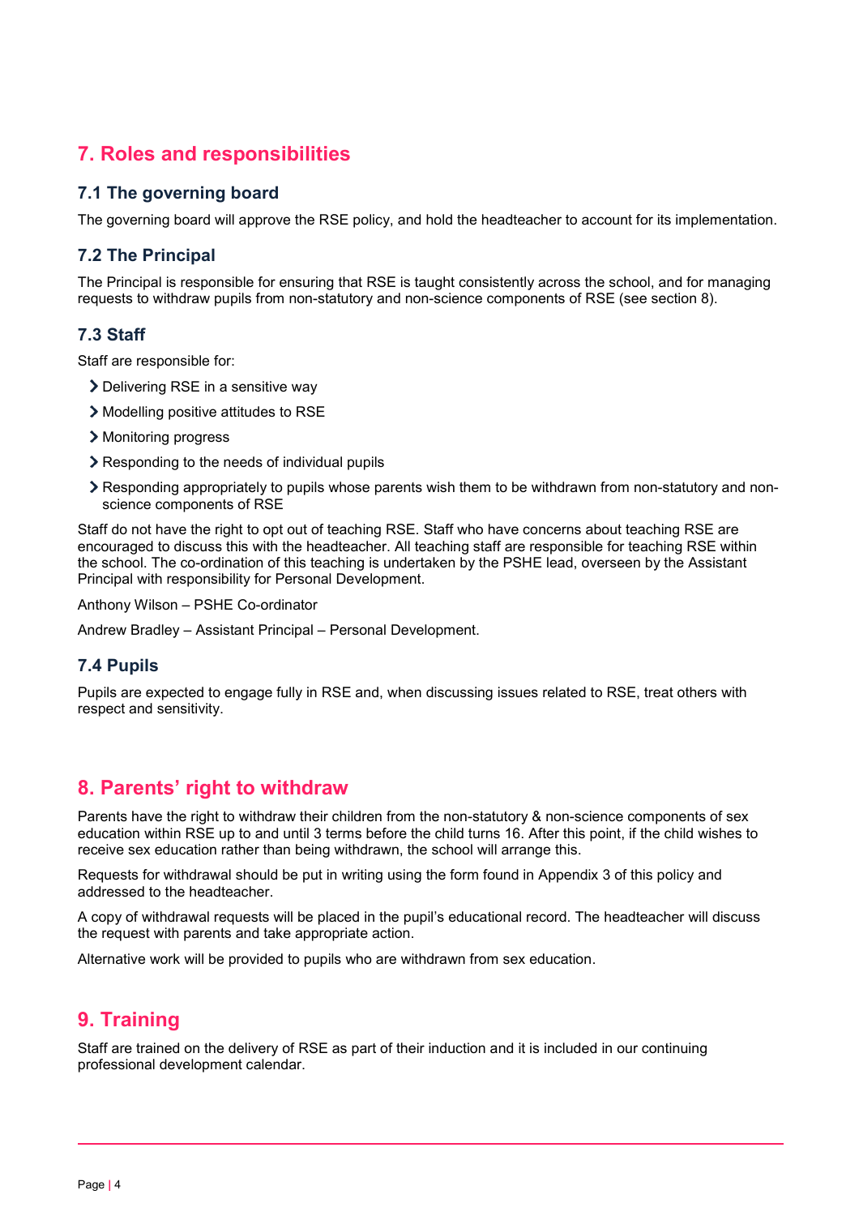## 7. Roles and responsibilities

### 7.1 The governing board

The governing board will approve the RSE policy, and hold the headteacher to account for its implementation.

### 7.2 The Principal

The Principal is responsible for ensuring that RSE is taught consistently across the school, and for managing requests to withdraw pupils from non-statutory and non-science components of RSE (see section 8).

### 7.3 Staff

Staff are responsible for:

- Delivering RSE in a sensitive way
- Modelling positive attitudes to RSE
- Monitoring progress
- Responding to the needs of individual pupils
- Responding appropriately to pupils whose parents wish them to be withdrawn from non-statutory and non-science components of RSE

Staff do not have the right to opt out of teaching RSE. Staff who have concerns about teaching RSE are encouraged to discuss this with the headteacher. All teaching staff are responsible for teaching RSE within the school. The co-ordination of this teaching is undertaken by the PSHE lead, overseen by the Assistant Principal with responsibility for Personal Development.

Anthony Wilson – PSHE Co-ordinator

Andrew Bradley – Assistant Principal – Personal Development.

### 7.4 Pupils

Pupils are expected to engage fully in RSE and, when discussing issues related to RSE, treat others with respect and sensitivity.

## 8. Parents' right to withdraw

Parents have the right to withdraw their children from the non-statutory & non-science components of sex education within RSE up to and until 3 terms before the child turns 16. After this point, if the child wishes to receive sex education rather than being withdrawn, the school will arrange this.

Requests for withdrawal should be put in writing using the form found in Appendix 3 of this policy and addressed to the headteacher.

A copy of withdrawal requests will be placed in the pupil's educational record. The headteacher will discuss the request with parents and take appropriate action.

Alternative work will be provided to pupils who are withdrawn from sex education.

## 9. Training

Staff are trained on the delivery of RSE as part of their induction and it is included in our continuing professional development calendar.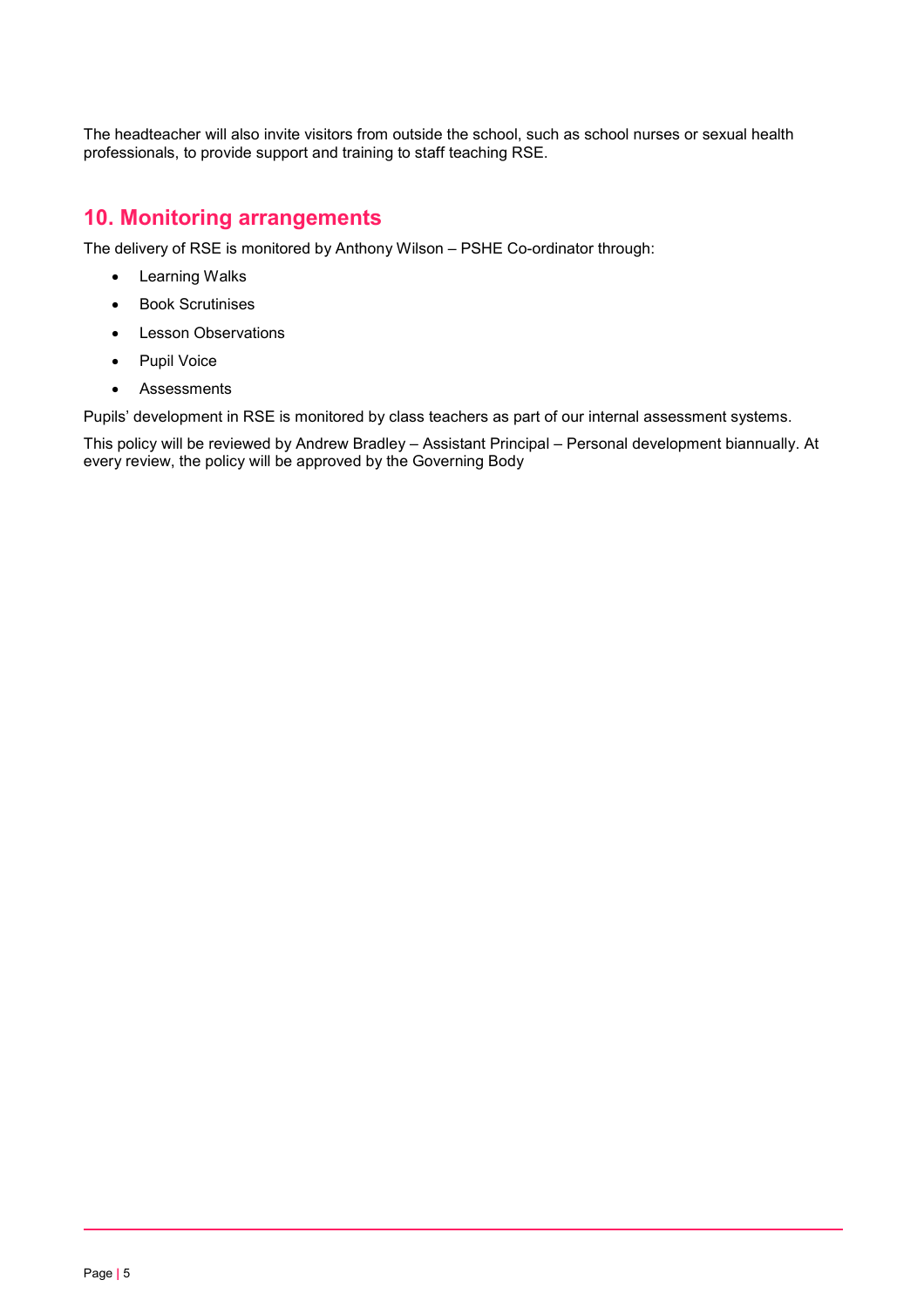The headteacher will also invite visitors from outside the school, such as school nurses or sexual health professionals, to provide support and training to staff teaching RSE.

## 10. Monitoring arrangements

The delivery of RSE is monitored by Anthony Wilson – PSHE Co-ordinator through:

- Learning Walks
- Book Scrutinises
- Lesson Observations
- Pupil Voice
- Assessments

Pupils' development in RSE is monitored by class teachers as part of our internal assessment systems.

This policy will be reviewed by Andrew Bradley – Assistant Principal – Personal development biannually. At every review, the policy will be approved by the Governing Body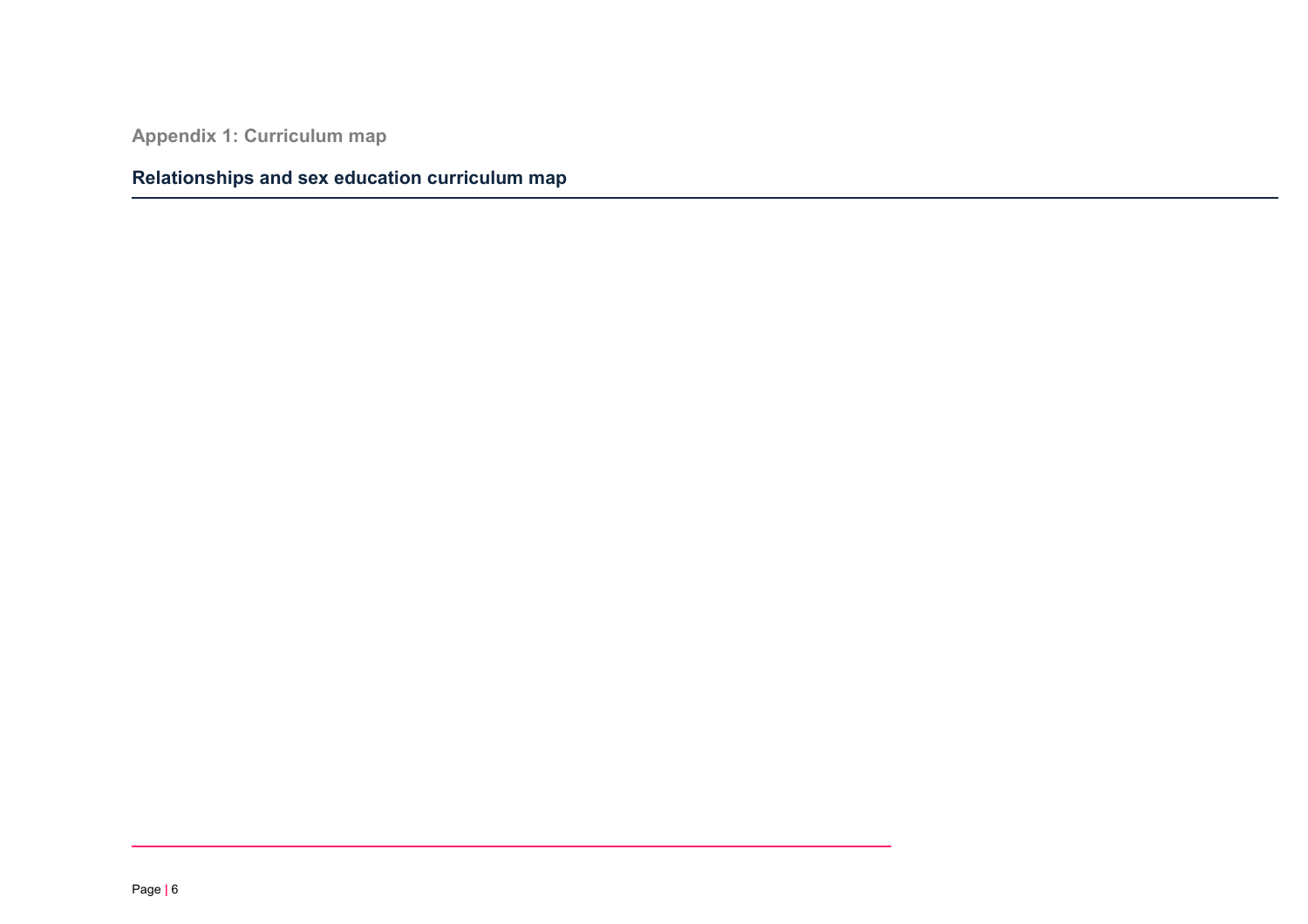## Appendix 1: Curriculum map

### Relationships and sex education curriculum map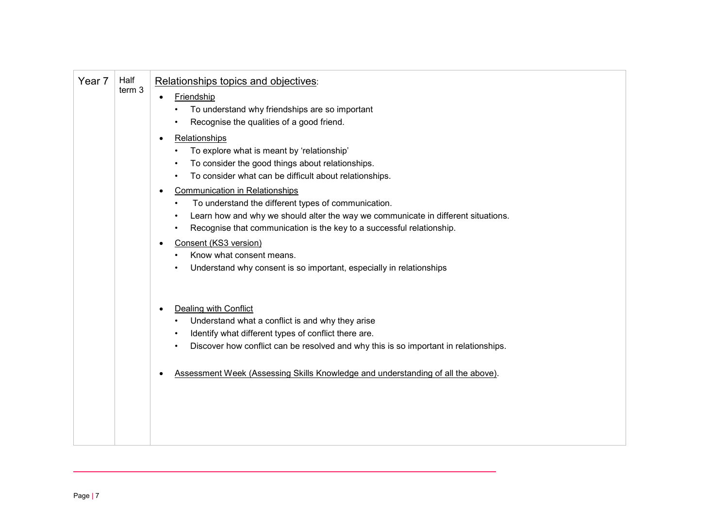| Year 7 | Half term 3 | Relationships topics and objectives: |
|---|---|---|
| | | • Friendship<br>  • To understand why friendships are so important<br>  • Recognise the qualities of a good friend.<br>• Relationships<br>  • To explore what is meant by 'relationship'<br>  • To consider the good things about relationships.<br>  • To consider what can be difficult about relationships.<br>• Communication in Relationships<br>  • To understand the different types of communication.<br>  • Learn how and why we should alter the way we communicate in different situations.<br>  • Recognise that communication is the key to a successful relationship.<br>• Consent (KS3 version)<br>  • Know what consent means.<br>  • Understand why consent is so important, especially in relationships<br>• Dealing with Conflict<br>  • Understand what a conflict is and why they arise<br>  • Identify what different types of conflict there are.<br>  • Discover how conflict can be resolved and why this is so important in relationships.<br>• Assessment Week (Assessing Skills Knowledge and understanding of all the above). |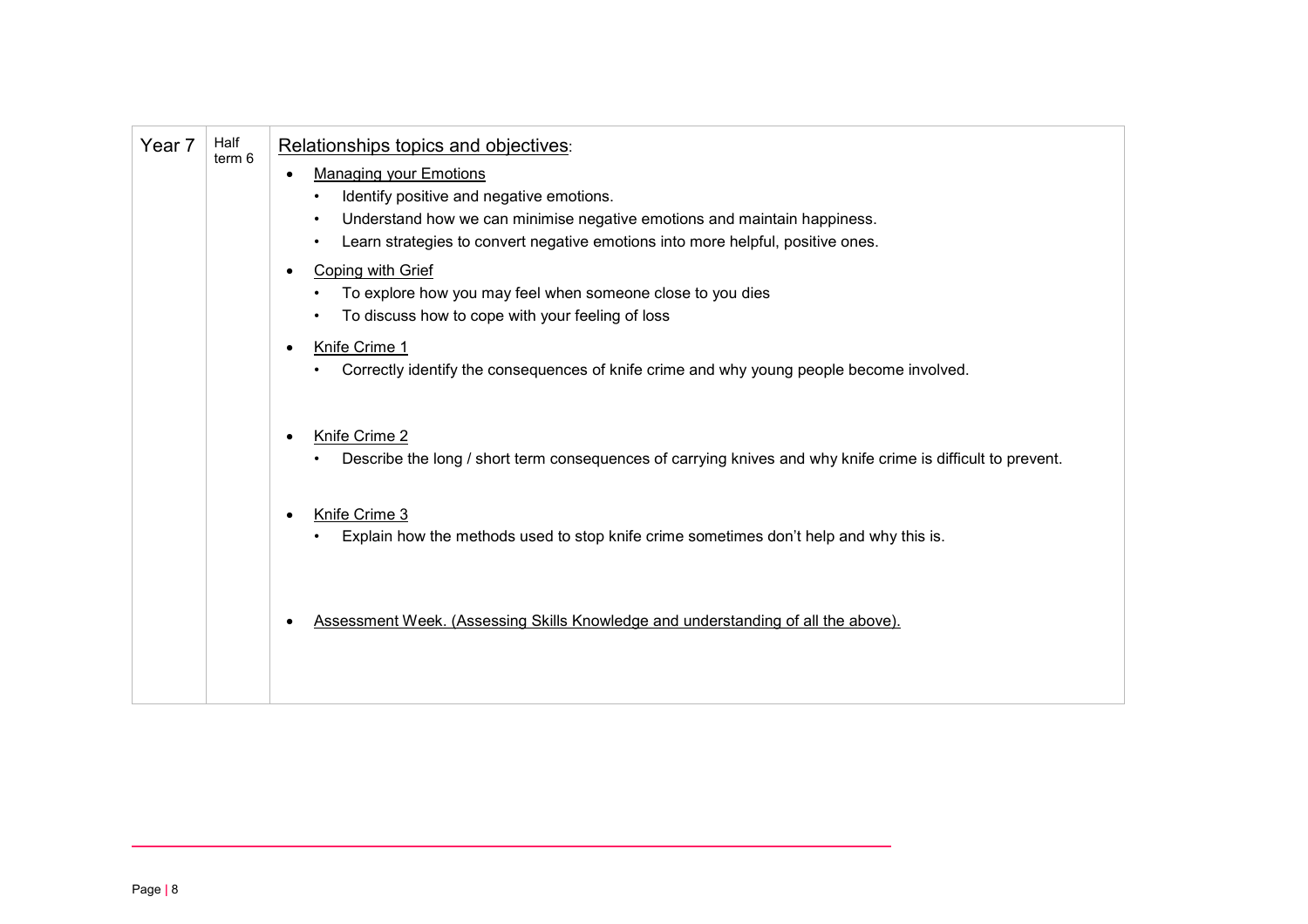| Year 7 | Half term 6 | Relationships topics and objectives: <br> • Managing your Emotions <br> &nbsp;&nbsp;• Identify positive and negative emotions. <br> &nbsp;&nbsp;• Understand how we can minimise negative emotions and maintain happiness. <br> &nbsp;&nbsp;• Learn strategies to convert negative emotions into more helpful, positive ones. <br> • Coping with Grief <br> &nbsp;&nbsp;• To explore how you may feel when someone close to you dies <br> &nbsp;&nbsp;• To discuss how to cope with your feeling of loss <br> • Knife Crime 1 <br> &nbsp;&nbsp;• Correctly identify the consequences of knife crime and why young people become involved. <br> • Knife Crime 2 <br> &nbsp;&nbsp;• Describe the long / short term consequences of carrying knives and why knife crime is difficult to prevent. <br> • Knife Crime 3 <br> &nbsp;&nbsp;• Explain how the methods used to stop knife crime sometimes don't help and why this is. <br> • Assessment Week. (Assessing Skills Knowledge and understanding of all the above). |
|---|---|---|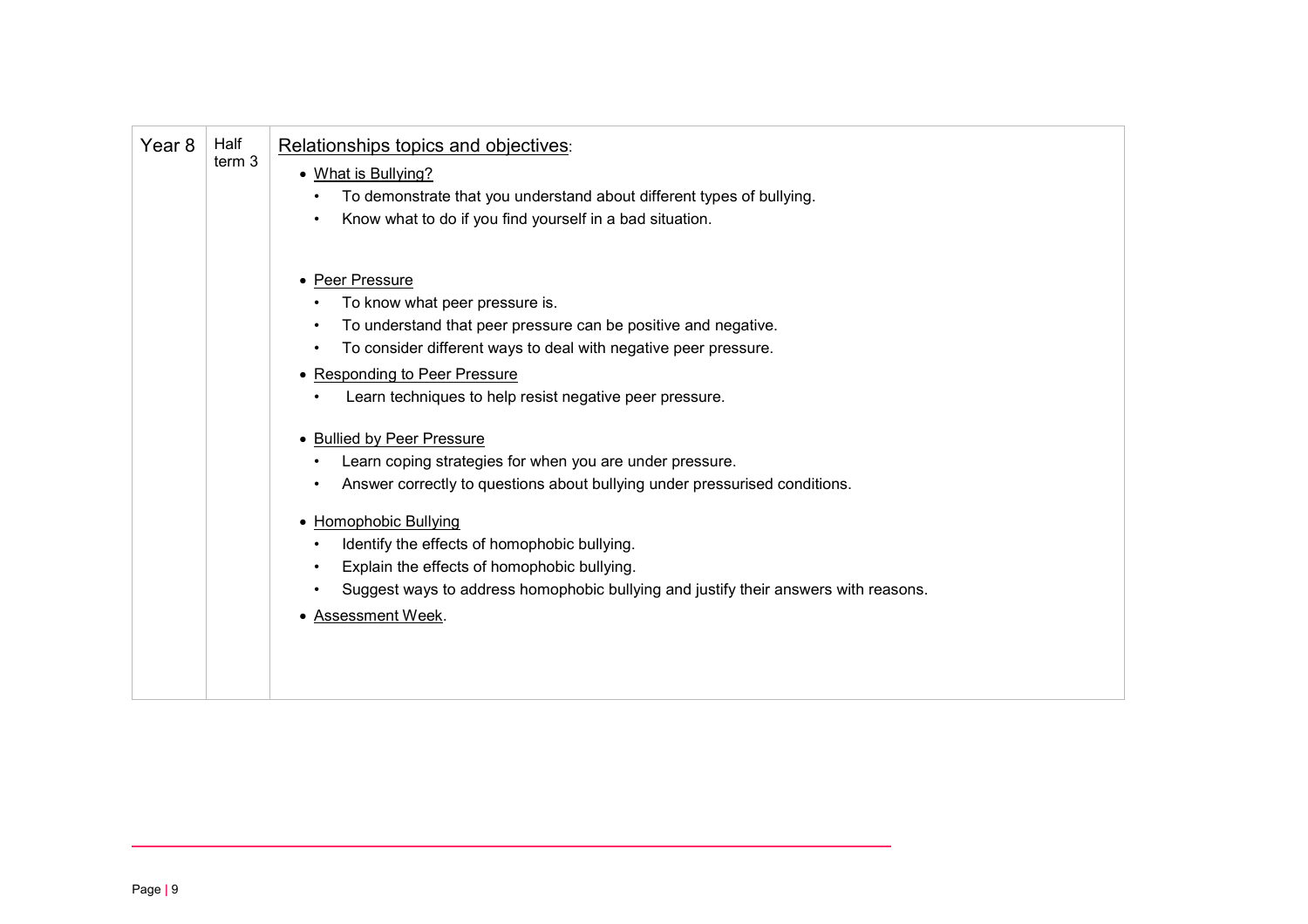| Year 8 | Half term 3 | Relationships topics and objectives:<br><br>• What is Bullying?<br>  • To demonstrate that you understand about different types of bullying.<br>  • Know what to do if you find yourself in a bad situation.<br><br>• Peer Pressure<br>  • To know what peer pressure is.<br>  • To understand that peer pressure can be positive and negative.<br>  • To consider different ways to deal with negative peer pressure.<br>• Responding to Peer Pressure<br>  • Learn techniques to help resist negative peer pressure.<br><br>• Bullied by Peer Pressure<br>  • Learn coping strategies for when you are under pressure.<br>  • Answer correctly to questions about bullying under pressurised conditions.<br><br>• Homophobic Bullying<br>  • Identify the effects of homophobic bullying.<br>  • Explain the effects of homophobic bullying.<br>  • Suggest ways to address homophobic bullying and justify their answers with reasons.<br>• Assessment Week. |
|---|---|---|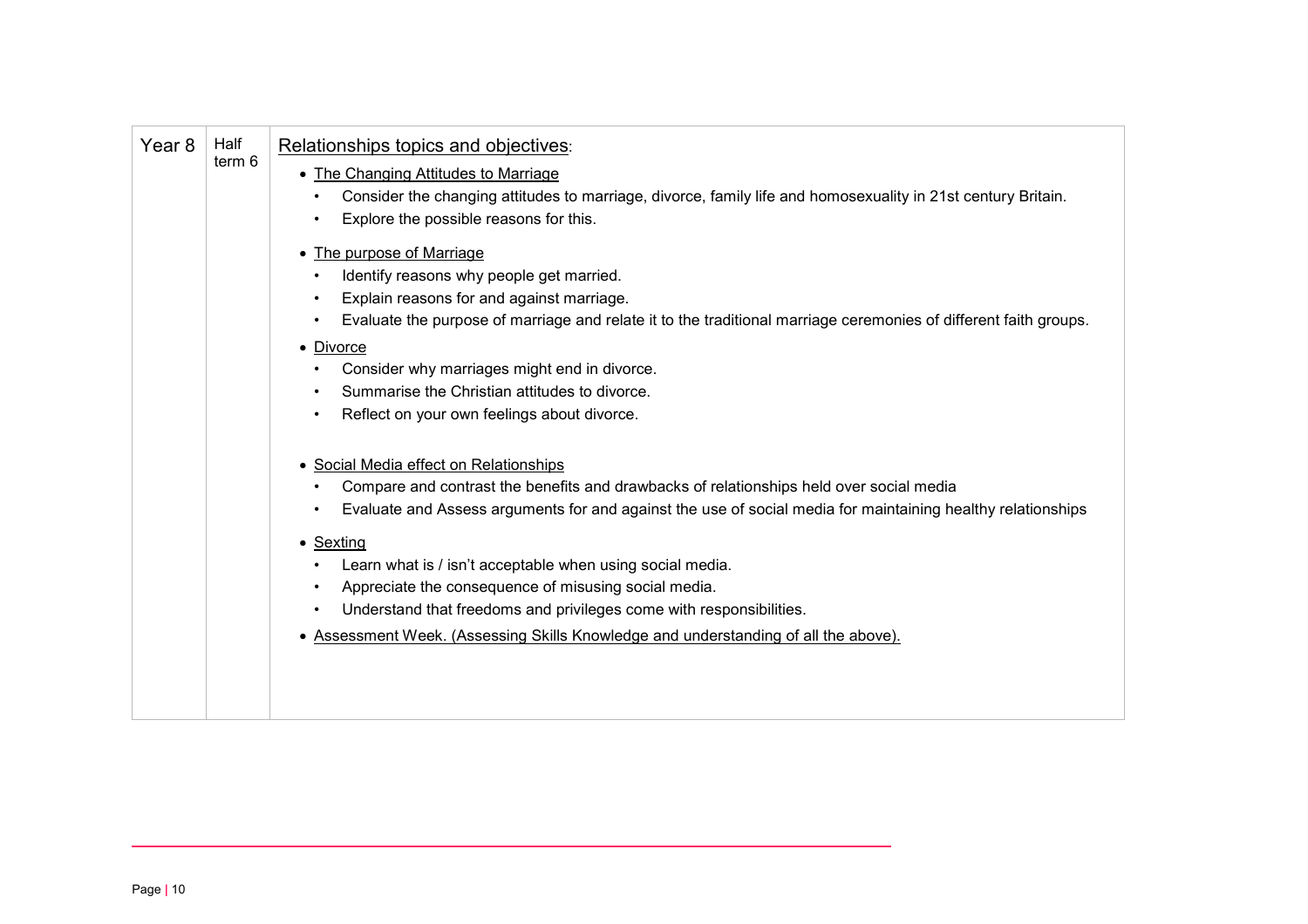| Year 8 | Half term 6 | Relationships topics and objectives:<br><br>• The Changing Attitudes to Marriage<br>  • Consider the changing attitudes to marriage, divorce, family life and homosexuality in 21st century Britain.<br>  • Explore the possible reasons for this.<br><br>• The purpose of Marriage<br>  • Identify reasons why people get married.<br>  • Explain reasons for and against marriage.<br>  • Evaluate the purpose of marriage and relate it to the traditional marriage ceremonies of different faith groups.<br><br>• Divorce<br>  • Consider why marriages might end in divorce.<br>  • Summarise the Christian attitudes to divorce.<br>  • Reflect on your own feelings about divorce.<br><br>• Social Media effect on Relationships<br>  • Compare and contrast the benefits and drawbacks of relationships held over social media<br>  • Evaluate and Assess arguments for and against the use of social media for maintaining healthy relationships<br><br>• Sexting<br>  • Learn what is / isn't acceptable when using social media.<br>  • Appreciate the consequence of misusing social media.<br>  • Understand that freedoms and privileges come with responsibilities.<br><br>• Assessment Week. (Assessing Skills Knowledge and understanding of all the above). |
|---|---|---|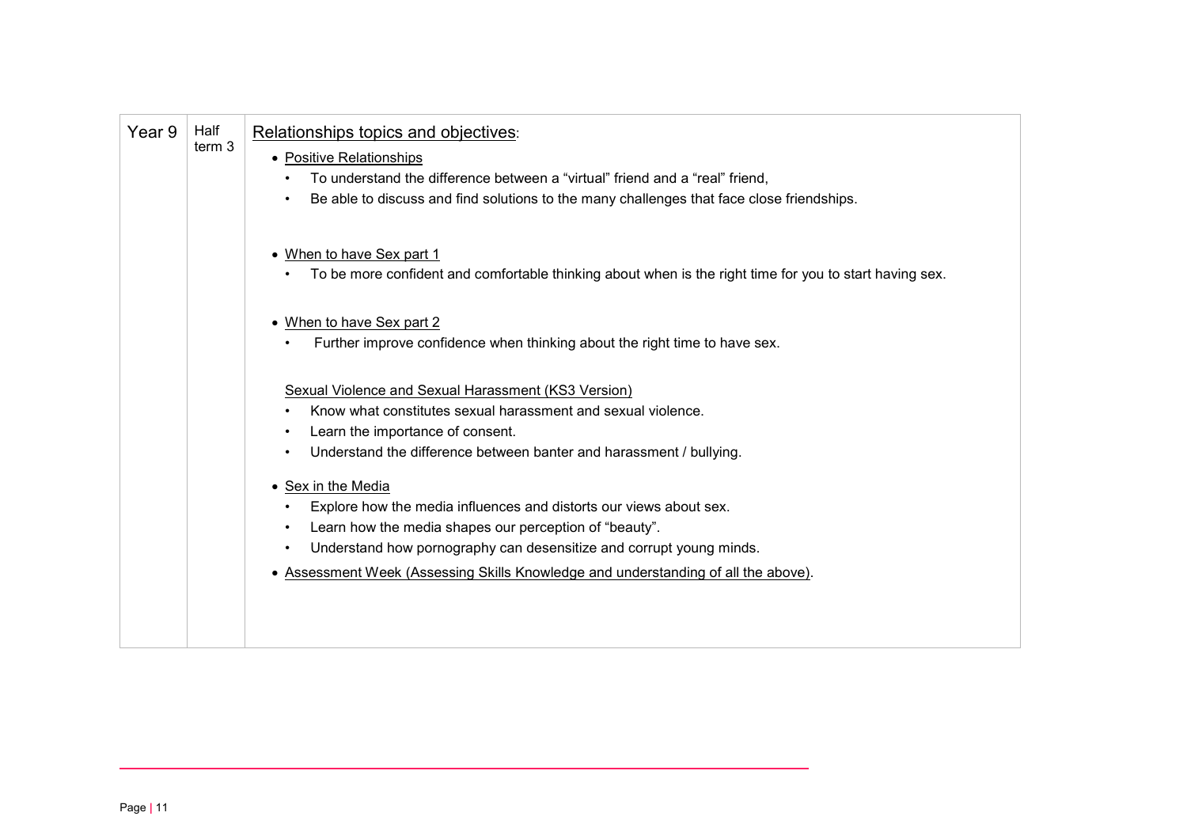| Year 9 | Half term 3 | Relationships topics and objectives:<br><br>• Positive Relationships<br>  • To understand the difference between a “virtual” friend and a “real” friend,<br>  • Be able to discuss and find solutions to the many challenges that face close friendships.<br><br>• When to have Sex part 1<br>  • To be more confident and comfortable thinking about when is the right time for you to start having sex.<br><br>• When to have Sex part 2<br>  • Further improve confidence when thinking about the right time to have sex.<br><br>Sexual Violence and Sexual Harassment (KS3 Version)<br>  • Know what constitutes sexual harassment and sexual violence.<br>  • Learn the importance of consent.<br>  • Understand the difference between banter and harassment / bullying.<br><br>• Sex in the Media<br>  • Explore how the media influences and distorts our views about sex.<br>  • Learn how the media shapes our perception of “beauty”.<br>  • Understand how pornography can desensitize and corrupt young minds.<br><br>• Assessment Week (Assessing Skills Knowledge and understanding of all the above). |
|---|---|---|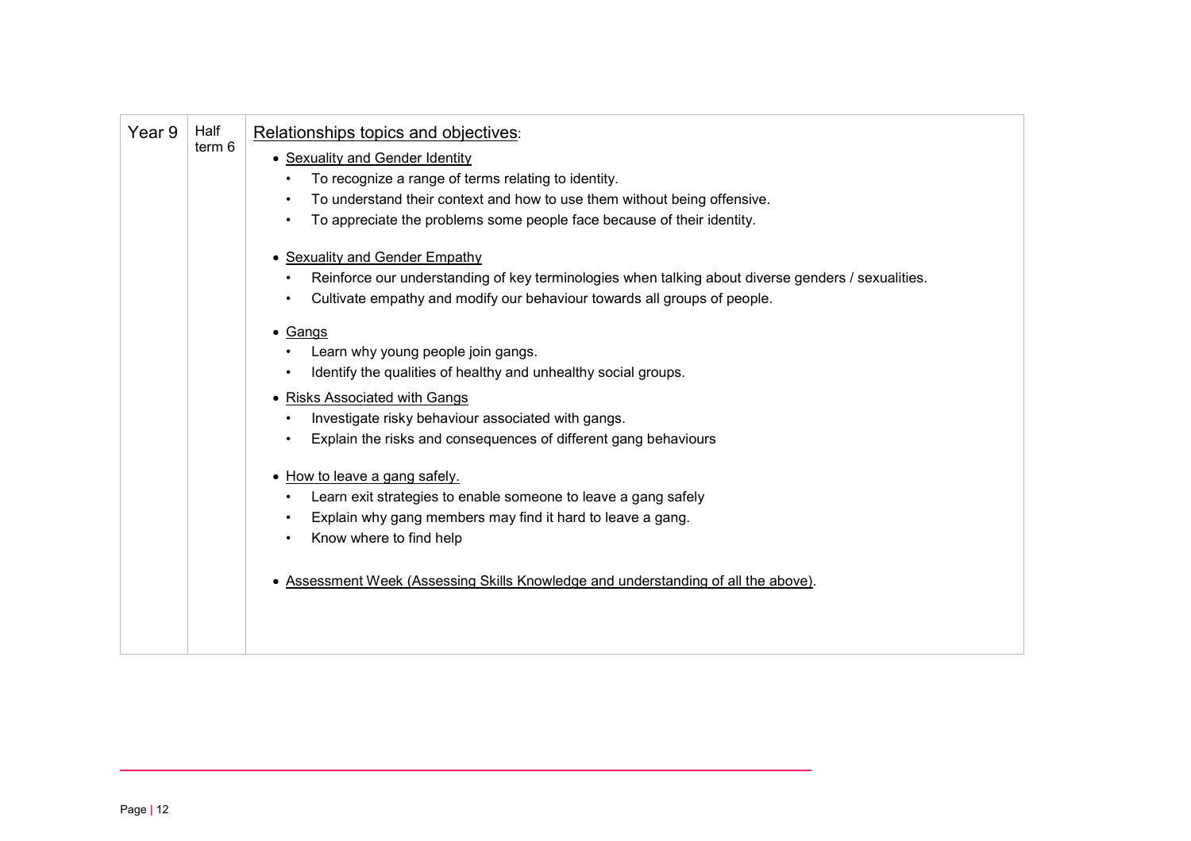| Year 9 | Half term 6 | Relationships topics and objectives: |
|---|---|---|
| | | • Sexuality and Gender Identity<br>• To recognize a range of terms relating to identity.<br>• To understand their context and how to use them without being offensive.<br>• To appreciate the problems some people face because of their identity.<br><br>• Sexuality and Gender Empathy<br>• Reinforce our understanding of key terminologies when talking about diverse genders / sexualities.<br>• Cultivate empathy and modify our behaviour towards all groups of people.<br><br>• Gangs<br>• Learn why young people join gangs.<br>• Identify the qualities of healthy and unhealthy social groups.<br><br>• Risks Associated with Gangs<br>• Investigate risky behaviour associated with gangs.<br>• Explain the risks and consequences of different gang behaviours<br><br>• How to leave a gang safely.<br>• Learn exit strategies to enable someone to leave a gang safely<br>• Explain why gang members may find it hard to leave a gang.<br>• Know where to find help<br><br>• Assessment Week (Assessing Skills Knowledge and understanding of all the above). |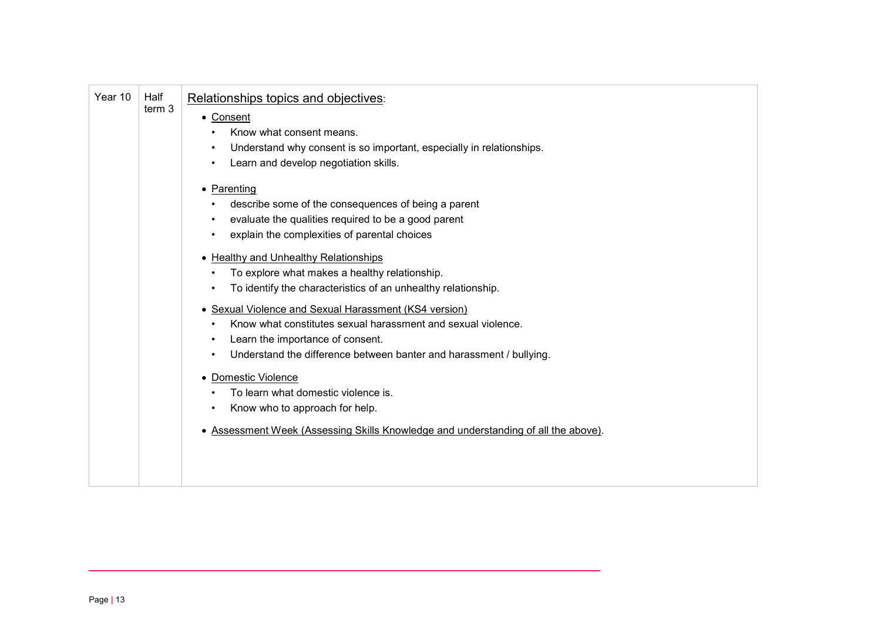| Year 10 | Half term 3 | Relationships topics and objectives:<br>• Consent<br>  • Know what consent means.<br>  • Understand why consent is so important, especially in relationships.<br>  • Learn and develop negotiation skills.<br>• Parenting<br>  • describe some of the consequences of being a parent<br>  • evaluate the qualities required to be a good parent<br>  • explain the complexities of parental choices<br>• Healthy and Unhealthy Relationships<br>  • To explore what makes a healthy relationship.<br>  • To identify the characteristics of an unhealthy relationship.<br>• Sexual Violence and Sexual Harassment (KS4 version)<br>  • Know what constitutes sexual harassment and sexual violence.<br>  • Learn the importance of consent.<br>  • Understand the difference between banter and harassment / bullying.<br>• Domestic Violence<br>  • To learn what domestic violence is.<br>  • Know who to approach for help.<br>• Assessment Week (Assessing Skills Knowledge and understanding of all the above). |
|---|---|---|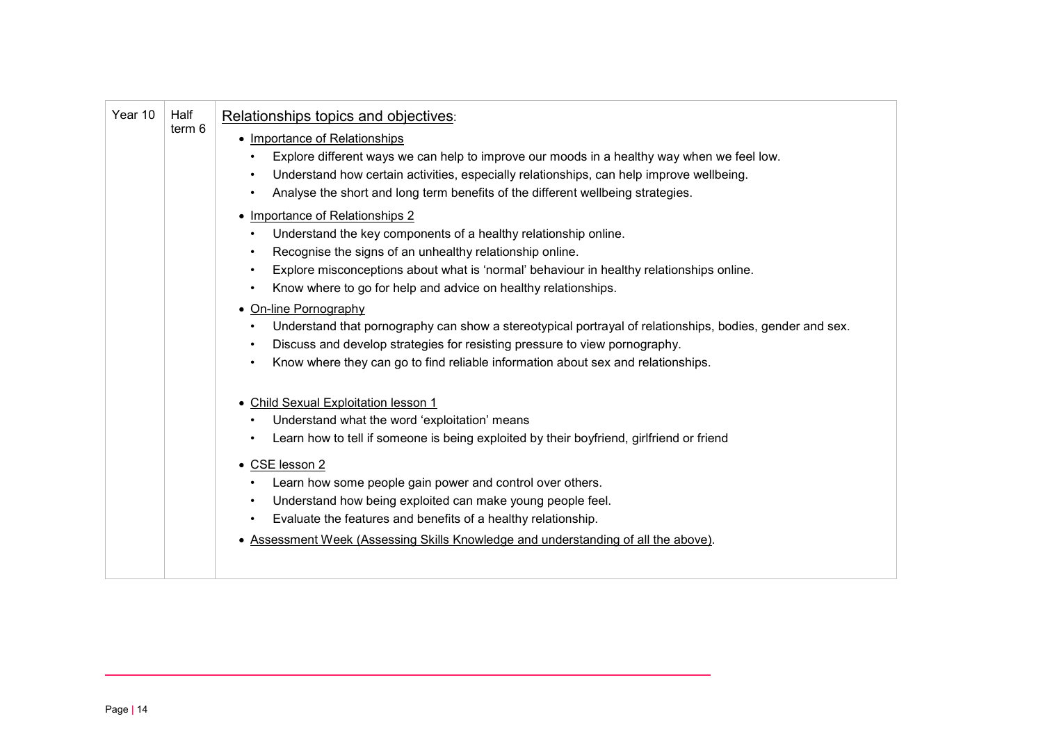| Year 10 | Half term 6 | Relationships topics and objectives: |
|---|---|---|
| | | • Importance of Relationships<br>  • Explore different ways we can help to improve our moods in a healthy way when we feel low.<br>  • Understand how certain activities, especially relationships, can help improve wellbeing.<br>  • Analyse the short and long term benefits of the different wellbeing strategies.<br>• Importance of Relationships 2<br>  • Understand the key components of a healthy relationship online.<br>  • Recognise the signs of an unhealthy relationship online.<br>  • Explore misconceptions about what is 'normal' behaviour in healthy relationships online.<br>  • Know where to go for help and advice on healthy relationships.<br>• On-line Pornography<br>  • Understand that pornography can show a stereotypical portrayal of relationships, bodies, gender and sex.<br>  • Discuss and develop strategies for resisting pressure to view pornography.<br>  • Know where they can go to find reliable information about sex and relationships.<br>• Child Sexual Exploitation lesson 1<br>  • Understand what the word 'exploitation' means<br>  • Learn how to tell if someone is being exploited by their boyfriend, girlfriend or friend<br>• CSE lesson 2<br>  • Learn how some people gain power and control over others.<br>  • Understand how being exploited can make young people feel.<br>  • Evaluate the features and benefits of a healthy relationship.<br>• Assessment Week (Assessing Skills Knowledge and understanding of all the above). |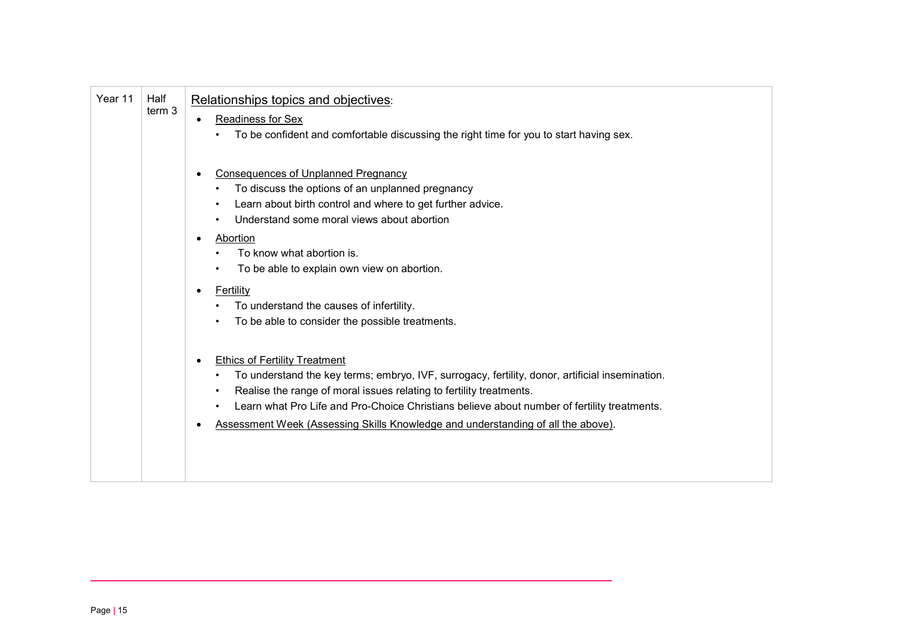| Year 11 | Half term 3 | Relationships topics and objectives:<br><br>• Readiness for Sex<br>  • To be confident and comfortable discussing the right time for you to start having sex.<br><br>• Consequences of Unplanned Pregnancy<br>  • To discuss the options of an unplanned pregnancy<br>  • Learn about birth control and where to get further advice.<br>  • Understand some moral views about abortion<br>• Abortion<br>  • To know what abortion is.<br>  • To be able to explain own view on abortion.<br>• Fertility<br>  • To understand the causes of infertility.<br>  • To be able to consider the possible treatments.<br><br>• Ethics of Fertility Treatment<br>  • To understand the key terms; embryo, IVF, surrogacy, fertility, donor, artificial insemination.<br>  • Realise the range of moral issues relating to fertility treatments.<br>  • Learn what Pro Life and Pro-Choice Christians believe about number of fertility treatments.<br>• Assessment Week (Assessing Skills Knowledge and understanding of all the above). |
|---|---|---|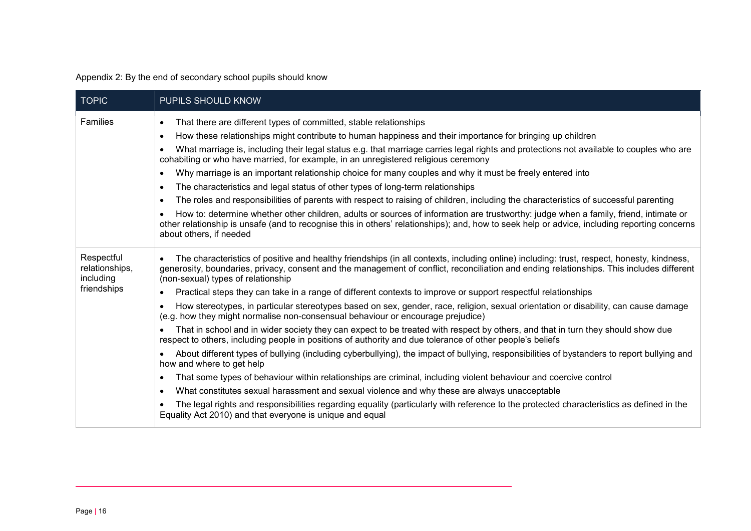Appendix 2: By the end of secondary school pupils should know

| TOPIC | PUPILS SHOULD KNOW |
|---|---|
| Families | • That there are different types of committed, stable relationships<br>• How these relationships might contribute to human happiness and their importance for bringing up children<br>• What marriage is, including their legal status e.g. that marriage carries legal rights and protections not available to couples who are cohabiting or who have married, for example, in an unregistered religious ceremony<br>• Why marriage is an important relationship choice for many couples and why it must be freely entered into<br>• The characteristics and legal status of other types of long-term relationships<br>• The roles and responsibilities of parents with respect to raising of children, including the characteristics of successful parenting<br>• How to: determine whether other children, adults or sources of information are trustworthy: judge when a family, friend, intimate or other relationship is unsafe (and to recognise this in others' relationships); and, how to seek help or advice, including reporting concerns about others, if needed |
| Respectful relationships, including friendships | • The characteristics of positive and healthy friendships (in all contexts, including online) including: trust, respect, honesty, kindness, generosity, boundaries, privacy, consent and the management of conflict, reconciliation and ending relationships. This includes different (non-sexual) types of relationship<br>• Practical steps they can take in a range of different contexts to improve or support respectful relationships<br>• How stereotypes, in particular stereotypes based on sex, gender, race, religion, sexual orientation or disability, can cause damage (e.g. how they might normalise non-consensual behaviour or encourage prejudice)<br>• That in school and in wider society they can expect to be treated with respect by others, and that in turn they should show due respect to others, including people in positions of authority and due tolerance of other people's beliefs<br>• About different types of bullying (including cyberbullying), the impact of bullying, responsibilities of bystanders to report bullying and how and where to get help<br>• That some types of behaviour within relationships are criminal, including violent behaviour and coercive control<br>• What constitutes sexual harassment and sexual violence and why these are always unacceptable<br>• The legal rights and responsibilities regarding equality (particularly with reference to the protected characteristics as defined in the Equality Act 2010) and that everyone is unique and equal |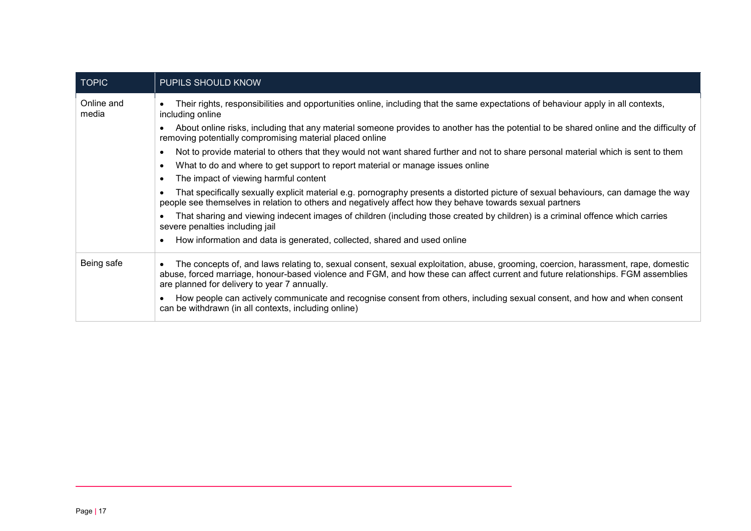| TOPIC | PUPILS SHOULD KNOW |
| --- | --- |
| Online and media | • Their rights, responsibilities and opportunities online, including that the same expectations of behaviour apply in all contexts, including online<br>• About online risks, including that any material someone provides to another has the potential to be shared online and the difficulty of removing potentially compromising material placed online<br>• Not to provide material to others that they would not want shared further and not to share personal material which is sent to them<br>• What to do and where to get support to report material or manage issues online<br>• The impact of viewing harmful content<br>• That specifically sexually explicit material e.g. pornography presents a distorted picture of sexual behaviours, can damage the way people see themselves in relation to others and negatively affect how they behave towards sexual partners<br>• That sharing and viewing indecent images of children (including those created by children) is a criminal offence which carries severe penalties including jail<br>• How information and data is generated, collected, shared and used online |
| Being safe | • The concepts of, and laws relating to, sexual consent, sexual exploitation, abuse, grooming, coercion, harassment, rape, domestic abuse, forced marriage, honour-based violence and FGM, and how these can affect current and future relationships. FGM assemblies are planned for delivery to year 7 annually.<br>• How people can actively communicate and recognise consent from others, including sexual consent, and how and when consent can be withdrawn (in all contexts, including online) |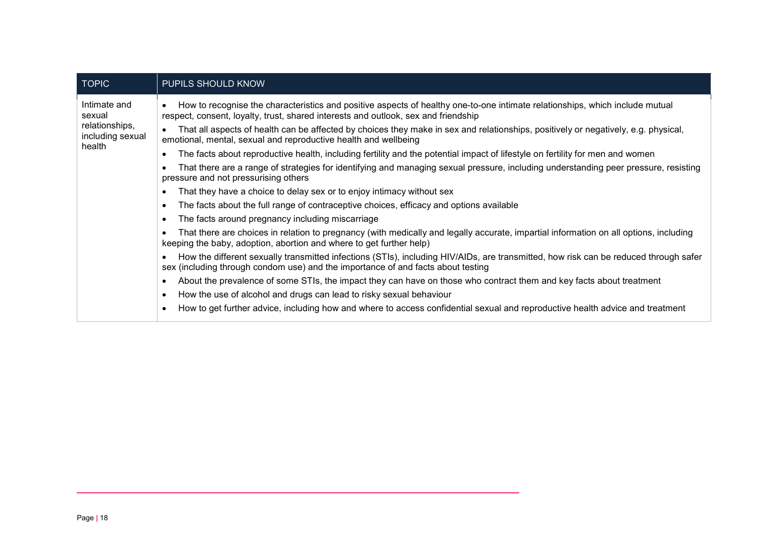| TOPIC | PUPILS SHOULD KNOW |
|---|---|
| Intimate and sexual relationships, including sexual health | • How to recognise the characteristics and positive aspects of healthy one-to-one intimate relationships, which include mutual respect, consent, loyalty, trust, shared interests and outlook, sex and friendship<br>• That all aspects of health can be affected by choices they make in sex and relationships, positively or negatively, e.g. physical, emotional, mental, sexual and reproductive health and wellbeing<br>• The facts about reproductive health, including fertility and the potential impact of lifestyle on fertility for men and women<br>• That there are a range of strategies for identifying and managing sexual pressure, including understanding peer pressure, resisting pressure and not pressurising others<br>• That they have a choice to delay sex or to enjoy intimacy without sex<br>• The facts about the full range of contraceptive choices, efficacy and options available<br>• The facts around pregnancy including miscarriage<br>• That there are choices in relation to pregnancy (with medically and legally accurate, impartial information on all options, including keeping the baby, adoption, abortion and where to get further help)<br>• How the different sexually transmitted infections (STIs), including HIV/AIDs, are transmitted, how risk can be reduced through safer sex (including through condom use) and the importance of and facts about testing<br>• About the prevalence of some STIs, the impact they can have on those who contract them and key facts about treatment<br>• How the use of alcohol and drugs can lead to risky sexual behaviour<br>• How to get further advice, including how and where to access confidential sexual and reproductive health advice and treatment |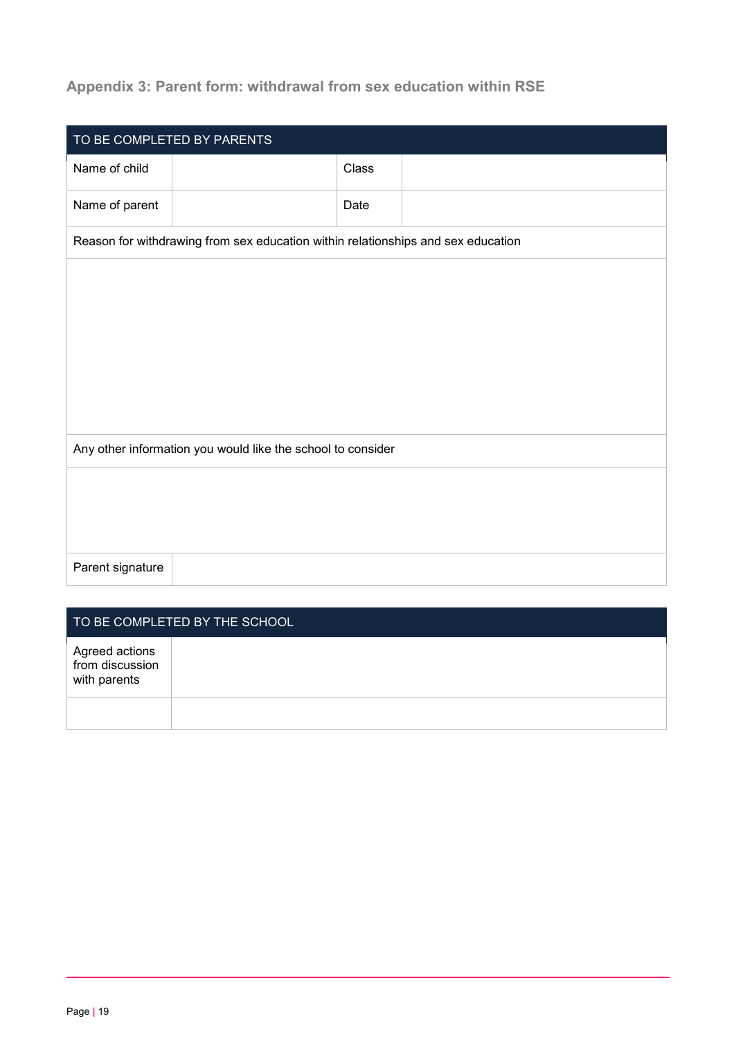### Appendix 3: Parent form: withdrawal from sex education within RSE

| TO BE COMPLETED BY PARENTS | | | |
|---|---|---|---|
| Name of child | | Class | |
| Name of parent | | Date | |
| Reason for withdrawing from sex education within relationships and sex education | | | |
| | | | |
| Any other information you would like the school to consider | | | |
| | | | |
| Parent signature | | | |

| TO BE COMPLETED BY THE SCHOOL | |
|---|---|
| Agreed actions from discussion with parents | |
| | |